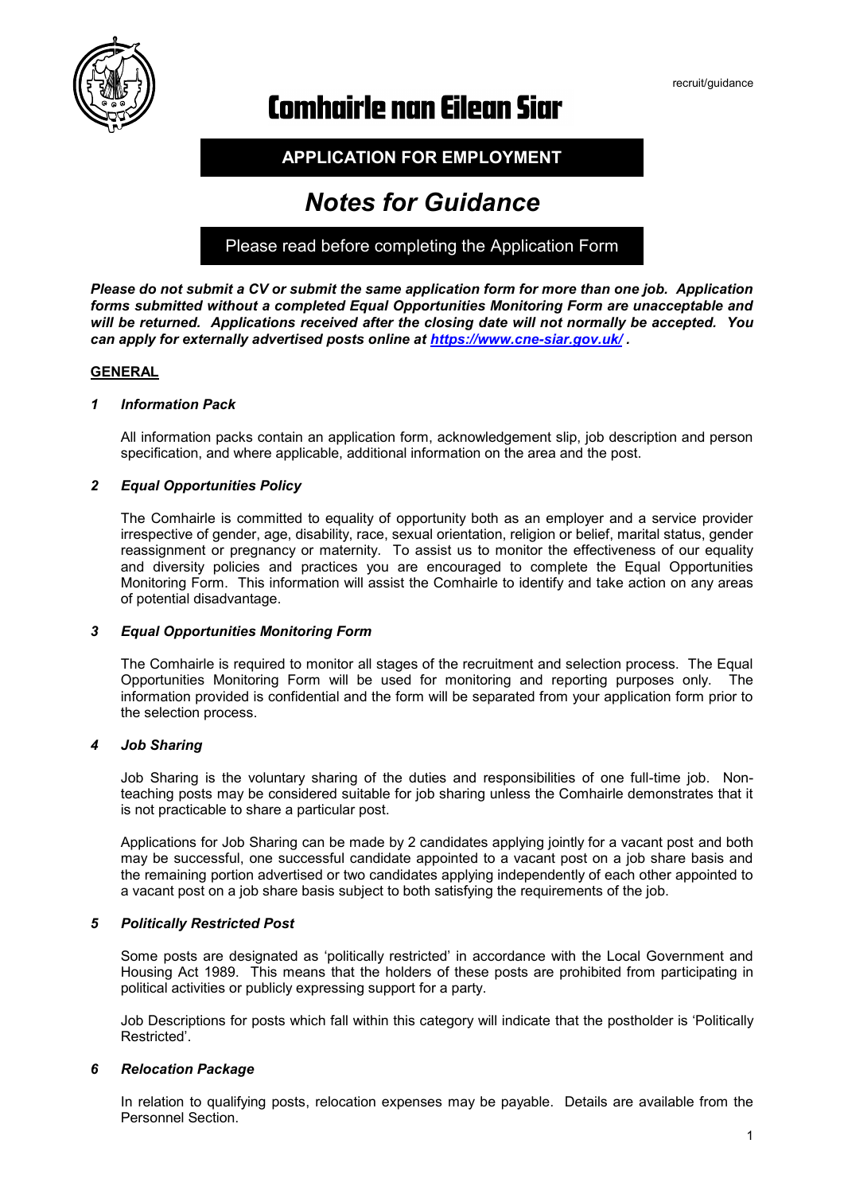recruit/guidance

# Comhairle nan Eilean Siar

## APPLICATION FOR EMPLOYMENT

# *Notes for Guidance*

Please read before completing the Application Form

***Please do not submit a CV or submit the same application form for more than one job. Application forms submitted without a completed Equal Opportunities Monitoring Form are unacceptable and will be returned. Applications received after the closing date will not normally be accepted. You can apply for externally advertised posts online at [https://www.cne-siar.gov.uk/](https://www.cne-siar.gov.uk/) .***

**GENERAL**

### *1 Information Pack*

All information packs contain an application form, acknowledgement slip, job description and person specification, and where applicable, additional information on the area and the post.

### *2 Equal Opportunities Policy*

The Comhairle is committed to equality of opportunity both as an employer and a service provider irrespective of gender, age, disability, race, sexual orientation, religion or belief, marital status, gender reassignment or pregnancy or maternity. To assist us to monitor the effectiveness of our equality and diversity policies and practices you are encouraged to complete the Equal Opportunities Monitoring Form. This information will assist the Comhairle to identify and take action on any areas of potential disadvantage.

### *3 Equal Opportunities Monitoring Form*

The Comhairle is required to monitor all stages of the recruitment and selection process. The Equal Opportunities Monitoring Form will be used for monitoring and reporting purposes only. The information provided is confidential and the form will be separated from your application form prior to the selection process.

### *4 Job Sharing*

Job Sharing is the voluntary sharing of the duties and responsibilities of one full-time job. Non-teaching posts may be considered suitable for job sharing unless the Comhairle demonstrates that it is not practicable to share a particular post.

Applications for Job Sharing can be made by 2 candidates applying jointly for a vacant post and both may be successful, one successful candidate appointed to a vacant post on a job share basis and the remaining portion advertised or two candidates applying independently of each other appointed to a vacant post on a job share basis subject to both satisfying the requirements of the job.

### *5 Politically Restricted Post*

Some posts are designated as 'politically restricted' in accordance with the Local Government and Housing Act 1989. This means that the holders of these posts are prohibited from participating in political activities or publicly expressing support for a party.

Job Descriptions for posts which fall within this category will indicate that the postholder is 'Politically Restricted'.

### *6 Relocation Package*

In relation to qualifying posts, relocation expenses may be payable. Details are available from the Personnel Section.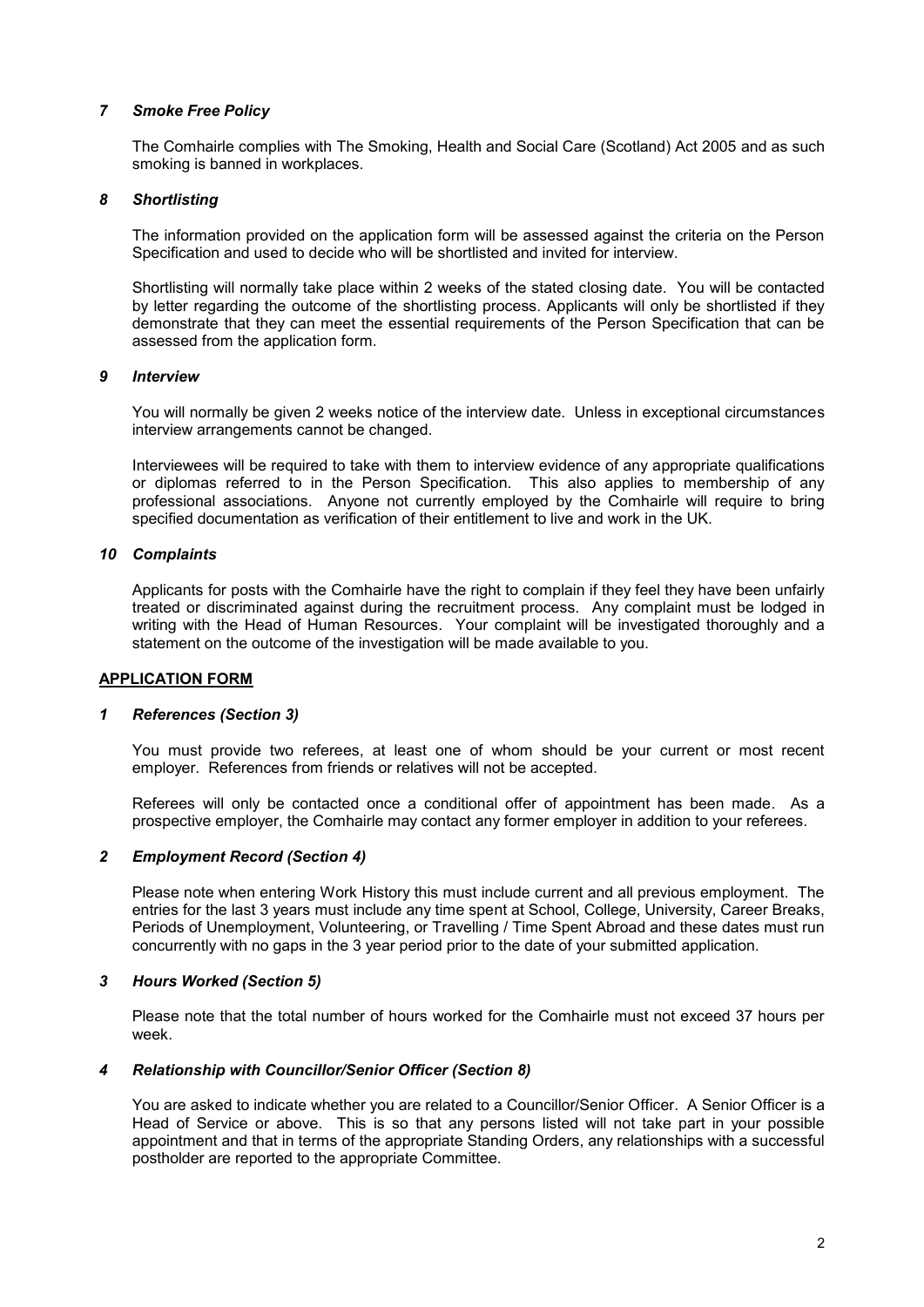### *7 Smoke Free Policy*

The Comhairle complies with The Smoking, Health and Social Care (Scotland) Act 2005 and as such smoking is banned in workplaces.

### *8 Shortlisting*

The information provided on the application form will be assessed against the criteria on the Person Specification and used to decide who will be shortlisted and invited for interview.

Shortlisting will normally take place within 2 weeks of the stated closing date. You will be contacted by letter regarding the outcome of the shortlisting process. Applicants will only be shortlisted if they demonstrate that they can meet the essential requirements of the Person Specification that can be assessed from the application form.

### *9 Interview*

You will normally be given 2 weeks notice of the interview date. Unless in exceptional circumstances interview arrangements cannot be changed.

Interviewees will be required to take with them to interview evidence of any appropriate qualifications or diplomas referred to in the Person Specification. This also applies to membership of any professional associations. Anyone not currently employed by the Comhairle will require to bring specified documentation as verification of their entitlement to live and work in the UK.

### *10 Complaints*

Applicants for posts with the Comhairle have the right to complain if they feel they have been unfairly treated or discriminated against during the recruitment process. Any complaint must be lodged in writing with the Head of Human Resources. Your complaint will be investigated thoroughly and a statement on the outcome of the investigation will be made available to you.

## APPLICATION FORM

### *1 References (Section 3)*

You must provide two referees, at least one of whom should be your current or most recent employer. References from friends or relatives will not be accepted.

Referees will only be contacted once a conditional offer of appointment has been made. As a prospective employer, the Comhairle may contact any former employer in addition to your referees.

### *2 Employment Record (Section 4)*

Please note when entering Work History this must include current and all previous employment. The entries for the last 3 years must include any time spent at School, College, University, Career Breaks, Periods of Unemployment, Volunteering, or Travelling / Time Spent Abroad and these dates must run concurrently with no gaps in the 3 year period prior to the date of your submitted application.

### *3 Hours Worked (Section 5)*

Please note that the total number of hours worked for the Comhairle must not exceed 37 hours per week.

### *4 Relationship with Councillor/Senior Officer (Section 8)*

You are asked to indicate whether you are related to a Councillor/Senior Officer. A Senior Officer is a Head of Service or above. This is so that any persons listed will not take part in your possible appointment and that in terms of the appropriate Standing Orders, any relationships with a successful postholder are reported to the appropriate Committee.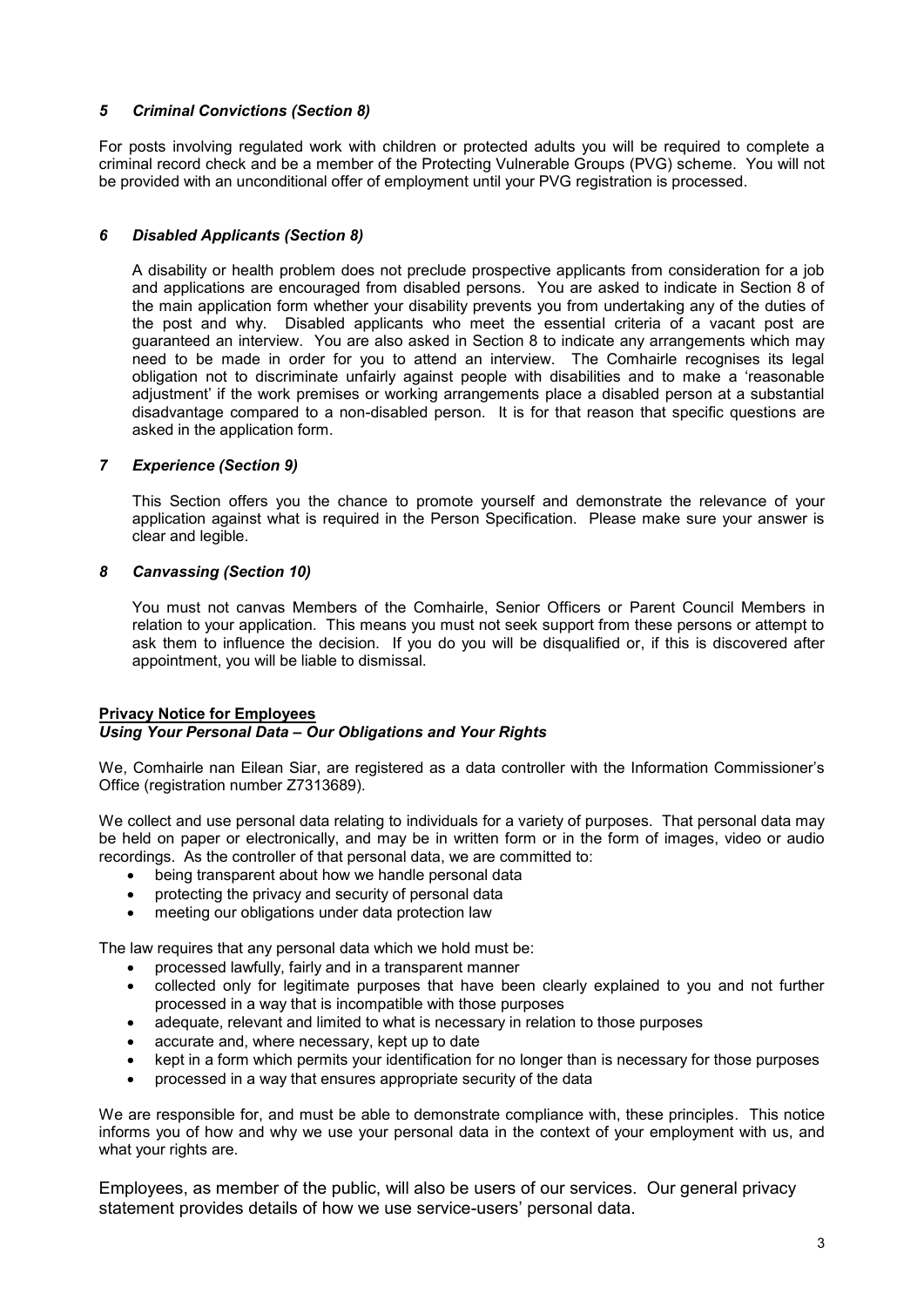### *5 Criminal Convictions (Section 8)*

For posts involving regulated work with children or protected adults you will be required to complete a criminal record check and be a member of the Protecting Vulnerable Groups (PVG) scheme. You will not be provided with an unconditional offer of employment until your PVG registration is processed.

### *6 Disabled Applicants (Section 8)*

A disability or health problem does not preclude prospective applicants from consideration for a job and applications are encouraged from disabled persons. You are asked to indicate in Section 8 of the main application form whether your disability prevents you from undertaking any of the duties of the post and why. Disabled applicants who meet the essential criteria of a vacant post are guaranteed an interview. You are also asked in Section 8 to indicate any arrangements which may need to be made in order for you to attend an interview. The Comhairle recognises its legal obligation not to discriminate unfairly against people with disabilities and to make a 'reasonable adjustment' if the work premises or working arrangements place a disabled person at a substantial disadvantage compared to a non-disabled person. It is for that reason that specific questions are asked in the application form.

### *7 Experience (Section 9)*

This Section offers you the chance to promote yourself and demonstrate the relevance of your application against what is required in the Person Specification. Please make sure your answer is clear and legible.

### *8 Canvassing (Section 10)*

You must not canvas Members of the Comhairle, Senior Officers or Parent Council Members in relation to your application. This means you must not seek support from these persons or attempt to ask them to influence the decision. If you do you will be disqualified or, if this is discovered after appointment, you will be liable to dismissal.

## **Privacy Notice for Employees**
***Using Your Personal Data – Our Obligations and Your Rights***

We, Comhairle nan Eilean Siar, are registered as a data controller with the Information Commissioner's Office (registration number Z7313689).

We collect and use personal data relating to individuals for a variety of purposes. That personal data may be held on paper or electronically, and may be in written form or in the form of images, video or audio recordings. As the controller of that personal data, we are committed to:

- being transparent about how we handle personal data
- protecting the privacy and security of personal data
- meeting our obligations under data protection law

The law requires that any personal data which we hold must be:

- processed lawfully, fairly and in a transparent manner
- collected only for legitimate purposes that have been clearly explained to you and not further processed in a way that is incompatible with those purposes
- adequate, relevant and limited to what is necessary in relation to those purposes
- accurate and, where necessary, kept up to date
- kept in a form which permits your identification for no longer than is necessary for those purposes
- processed in a way that ensures appropriate security of the data

We are responsible for, and must be able to demonstrate compliance with, these principles. This notice informs you of how and why we use your personal data in the context of your employment with us, and what your rights are.

Employees, as member of the public, will also be users of our services. Our general privacy statement provides details of how we use service-users' personal data.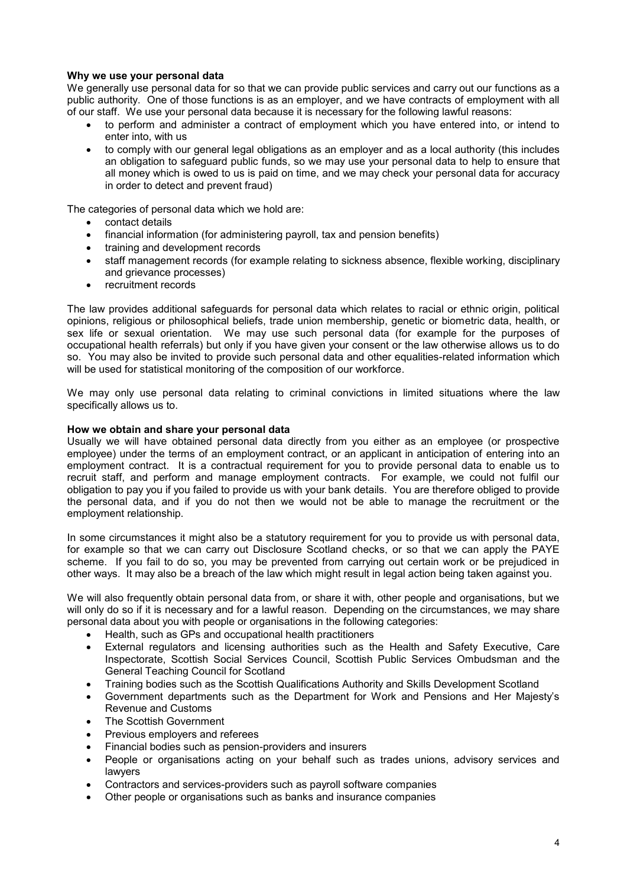**Why we use your personal data**

We generally use personal data for so that we can provide public services and carry out our functions as a public authority. One of those functions is as an employer, and we have contracts of employment with all of our staff. We use your personal data because it is necessary for the following lawful reasons:

- to perform and administer a contract of employment which you have entered into, or intend to enter into, with us
- to comply with our general legal obligations as an employer and as a local authority (this includes an obligation to safeguard public funds, so we may use your personal data to help to ensure that all money which is owed to us is paid on time, and we may check your personal data for accuracy in order to detect and prevent fraud)

The categories of personal data which we hold are:

- contact details
- financial information (for administering payroll, tax and pension benefits)
- training and development records
- staff management records (for example relating to sickness absence, flexible working, disciplinary and grievance processes)
- recruitment records

The law provides additional safeguards for personal data which relates to racial or ethnic origin, political opinions, religious or philosophical beliefs, trade union membership, genetic or biometric data, health, or sex life or sexual orientation. We may use such personal data (for example for the purposes of occupational health referrals) but only if you have given your consent or the law otherwise allows us to do so. You may also be invited to provide such personal data and other equalities-related information which will be used for statistical monitoring of the composition of our workforce.

We may only use personal data relating to criminal convictions in limited situations where the law specifically allows us to.

**How we obtain and share your personal data**

Usually we will have obtained personal data directly from you either as an employee (or prospective employee) under the terms of an employment contract, or an applicant in anticipation of entering into an employment contract. It is a contractual requirement for you to provide personal data to enable us to recruit staff, and perform and manage employment contracts. For example, we could not fulfil our obligation to pay you if you failed to provide us with your bank details. You are therefore obliged to provide the personal data, and if you do not then we would not be able to manage the recruitment or the employment relationship.

In some circumstances it might also be a statutory requirement for you to provide us with personal data, for example so that we can carry out Disclosure Scotland checks, or so that we can apply the PAYE scheme. If you fail to do so, you may be prevented from carrying out certain work or be prejudiced in other ways. It may also be a breach of the law which might result in legal action being taken against you.

We will also frequently obtain personal data from, or share it with, other people and organisations, but we will only do so if it is necessary and for a lawful reason. Depending on the circumstances, we may share personal data about you with people or organisations in the following categories:

- Health, such as GPs and occupational health practitioners
- External regulators and licensing authorities such as the Health and Safety Executive, Care Inspectorate, Scottish Social Services Council, Scottish Public Services Ombudsman and the General Teaching Council for Scotland
- Training bodies such as the Scottish Qualifications Authority and Skills Development Scotland
- Government departments such as the Department for Work and Pensions and Her Majesty's Revenue and Customs
- The Scottish Government
- Previous employers and referees
- Financial bodies such as pension-providers and insurers
- People or organisations acting on your behalf such as trades unions, advisory services and lawyers
- Contractors and services-providers such as payroll software companies
- Other people or organisations such as banks and insurance companies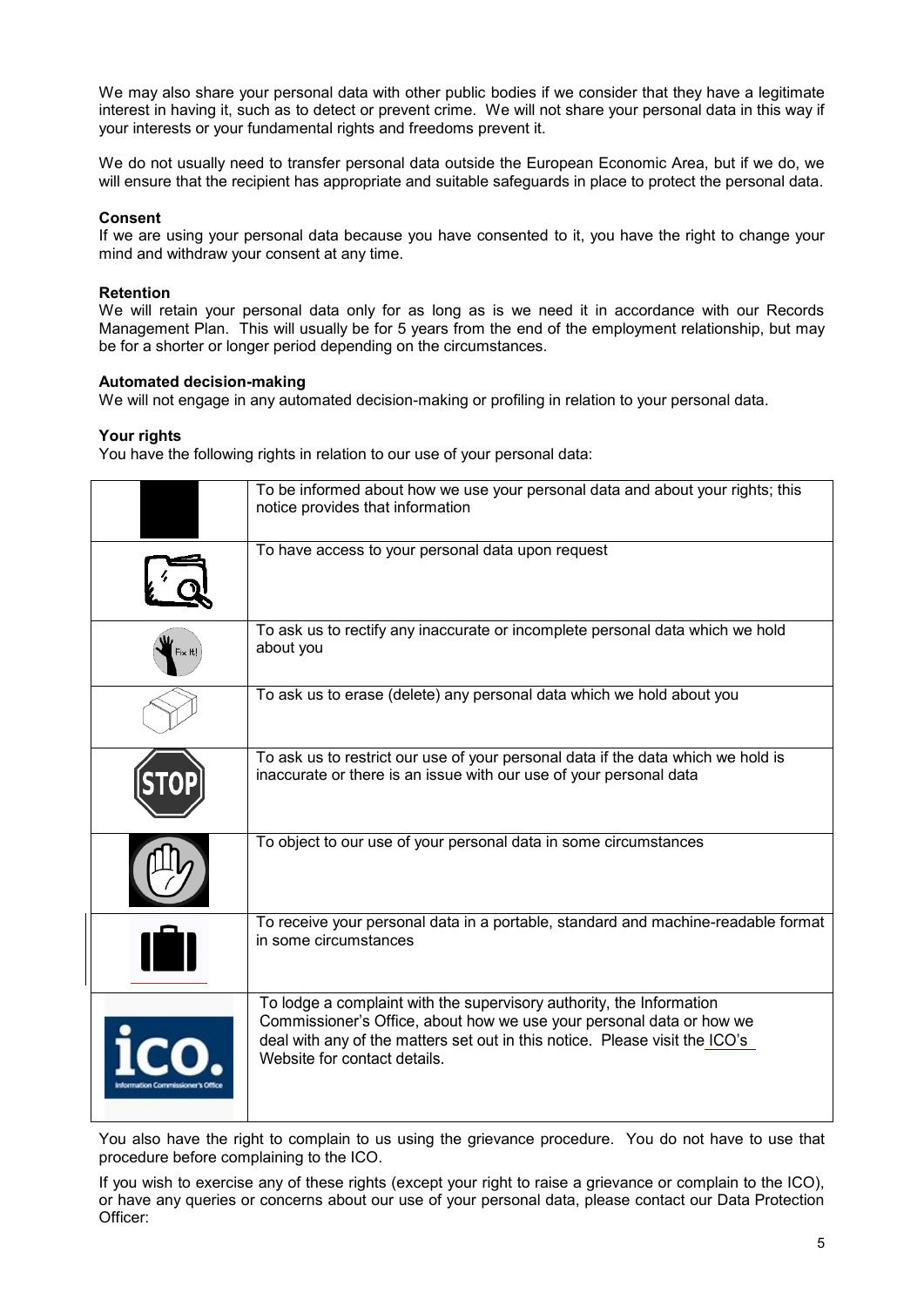We may also share your personal data with other public bodies if we consider that they have a legitimate interest in having it, such as to detect or prevent crime. We will not share your personal data in this way if your interests or your fundamental rights and freedoms prevent it.

We do not usually need to transfer personal data outside the European Economic Area, but if we do, we will ensure that the recipient has appropriate and suitable safeguards in place to protect the personal data.

**Consent**
If we are using your personal data because you have consented to it, you have the right to change your mind and withdraw your consent at any time.

**Retention**
We will retain your personal data only for as long as is we need it in accordance with our Records Management Plan. This will usually be for 5 years from the end of the employment relationship, but may be for a shorter or longer period depending on the circumstances.

**Automated decision-making**
We will not engage in any automated decision-making or profiling in relation to your personal data.

**Your rights**
You have the following rights in relation to our use of your personal data:

| | |
|---|---|
| | To be informed about how we use your personal data and about your rights; this notice provides that information |
| | To have access to your personal data upon request |
| Fix It! | To ask us to rectify any inaccurate or incomplete personal data which we hold about you |
| | To ask us to erase (delete) any personal data which we hold about you |
| STOP | To ask us to restrict our use of your personal data if the data which we hold is inaccurate or there is an issue with our use of your personal data |
| | To object to our use of your personal data in some circumstances |
| | To receive your personal data in a portable, standard and machine-readable format in some circumstances |
| ico. Information Commissioner's Office | To lodge a complaint with the supervisory authority, the Information Commissioner's Office, about how we use your personal data or how we deal with any of the matters set out in this notice. Please visit the ICO's Website for contact details. |

You also have the right to complain to us using the grievance procedure. You do not have to use that procedure before complaining to the ICO.

If you wish to exercise any of these rights (except your right to raise a grievance or complain to the ICO), or have any queries or concerns about our use of your personal data, please contact our Data Protection Officer: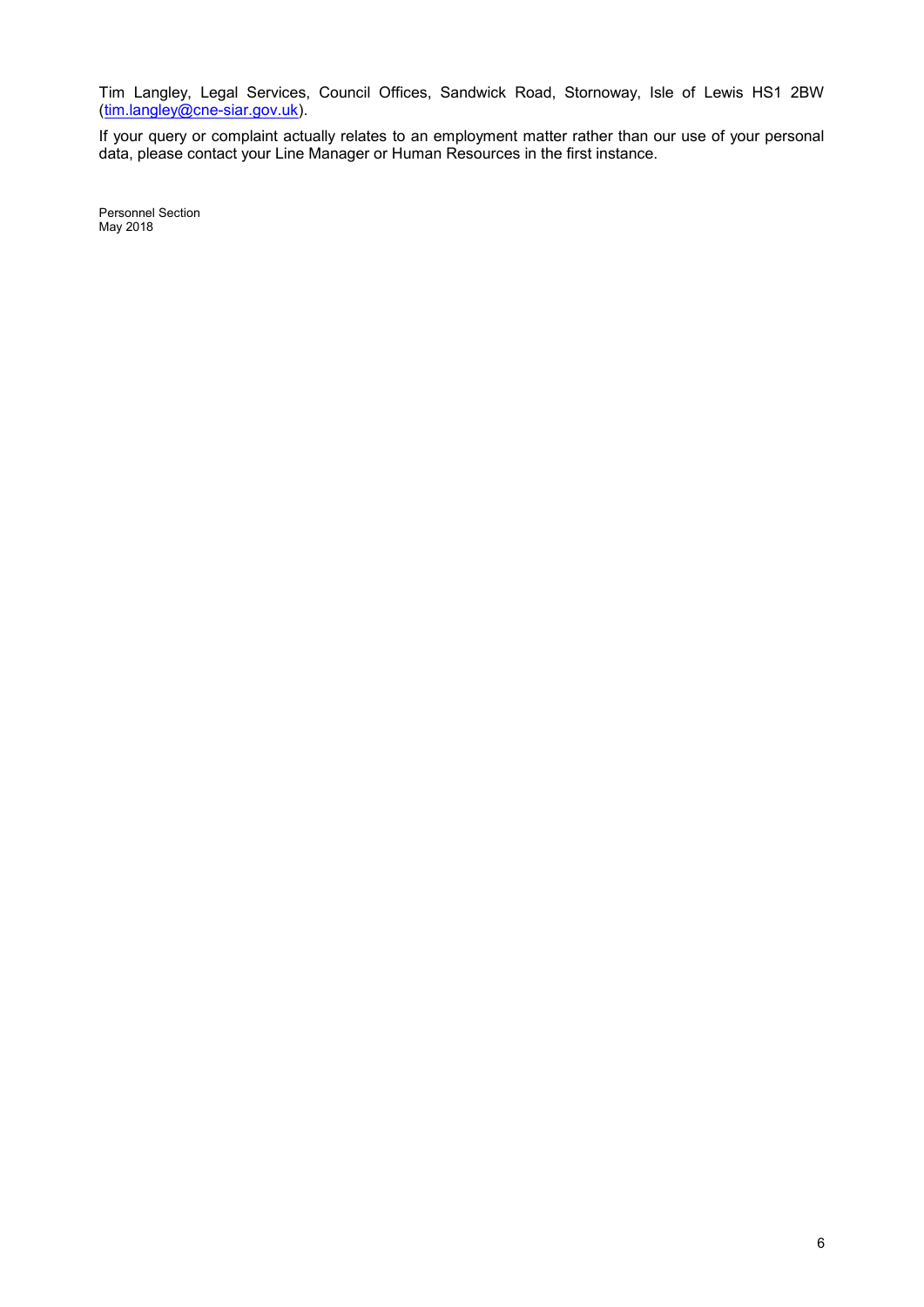Tim Langley, Legal Services, Council Offices, Sandwick Road, Stornoway, Isle of Lewis HS1 2BW (tim.langley@cne-siar.gov.uk).

If your query or complaint actually relates to an employment matter rather than our use of your personal data, please contact your Line Manager or Human Resources in the first instance.

Personnel Section
May 2018